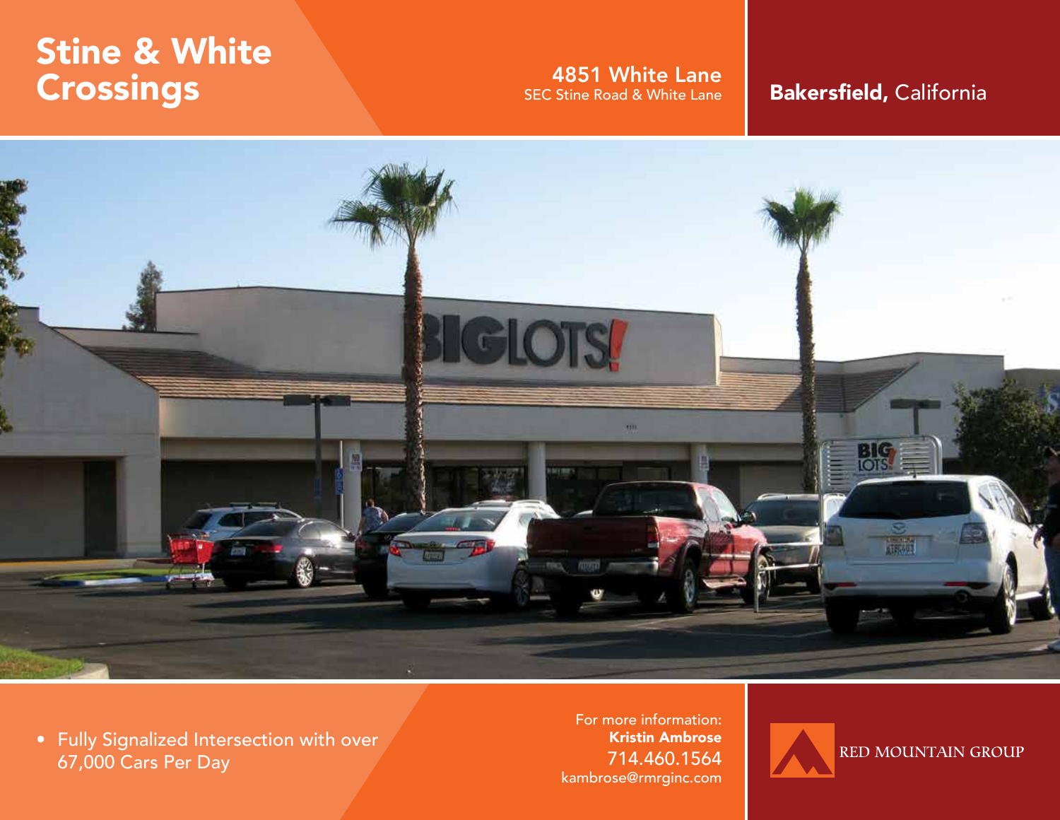# Stine & White Crossings

**4851 White Lane**
SEC Stine Road & White Lane

**Bakersfield,** California

- Fully Signalized Intersection with over 67,000 Cars Per Day

For more information:
**Kristin Ambrose**
714.460.1564
kambrose@rmrginc.com

RED MOUNTAIN GROUP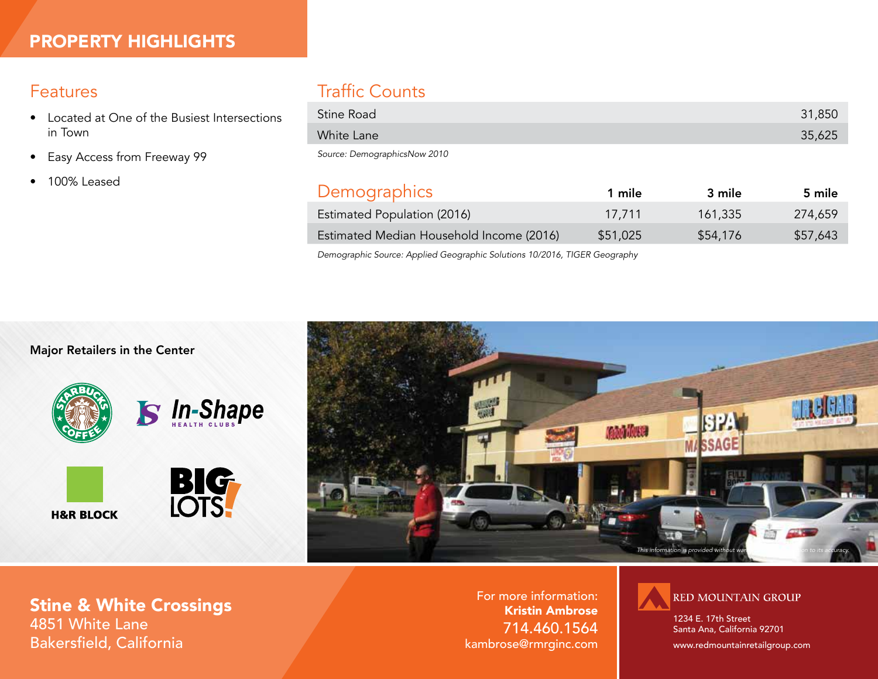# PROPERTY HIGHLIGHTS

## Features

- Located at One of the Busiest Intersections in Town
- Easy Access from Freeway 99
- 100% Leased

## Traffic Counts

| | |
|---|---|
| Stine Road | 31,850 |
| White Lane | 35,625 |

*Source: DemographicsNow 2010*

## Demographics

| | 1 mile | 3 mile | 5 mile |
|---|---|---|---|
| Estimated Population (2016) | 17,711 | 161,335 | 274,659 |
| Estimated Median Household Income (2016) | $51,025 | $54,176 | $57,643 |

*Demographic Source: Applied Geographic Solutions 10/2016, TIGER Geography*

**Major Retailers in the Center**

- Starbucks Coffee
- In-Shape Health Clubs
- H&R Block
- Big Lots!

*This information is provided without war... ...on to its accuracy.*

**Stine & White Crossings**
4851 White Lane
Bakersfield, California

For more information:
**Kristin Ambrose**
714.460.1564
kambrose@rmrginc.com

RED MOUNTAIN GROUP
1234 E. 17th Street
Santa Ana, California 92701
www.redmountainretailgroup.com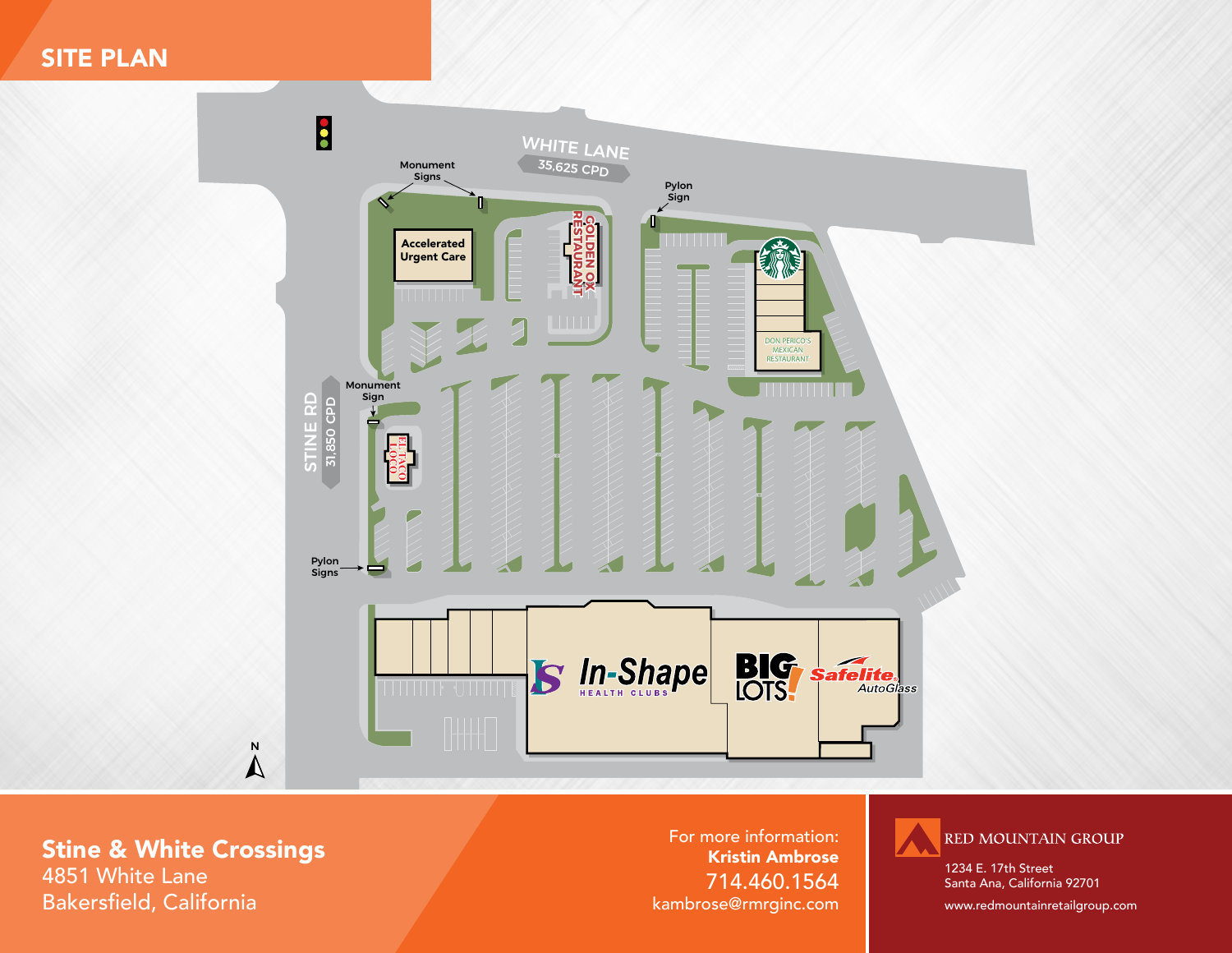# SITE PLAN

WHITE LANE
35,625 CPD

STINE RD
31,850 CPD

Monument Signs

Pylon Sign

Monument Sign

Pylon Signs

Accelerated Urgent Care

GOLDEN OX RESTAURANT

DON PERICO'S MEXICAN RESTAURANT

EL TACO LOCO

In-Shape HEALTH CLUBS

BIG LOTS!

Safelite AutoGlass

N

**Stine & White Crossings**
4851 White Lane
Bakersfield, California

For more information:
**Kristin Ambrose**
714.460.1564
kambrose@rmrginc.com

RED MOUNTAIN GROUP
1234 E. 17th Street
Santa Ana, California 92701
www.redmountainretailgroup.com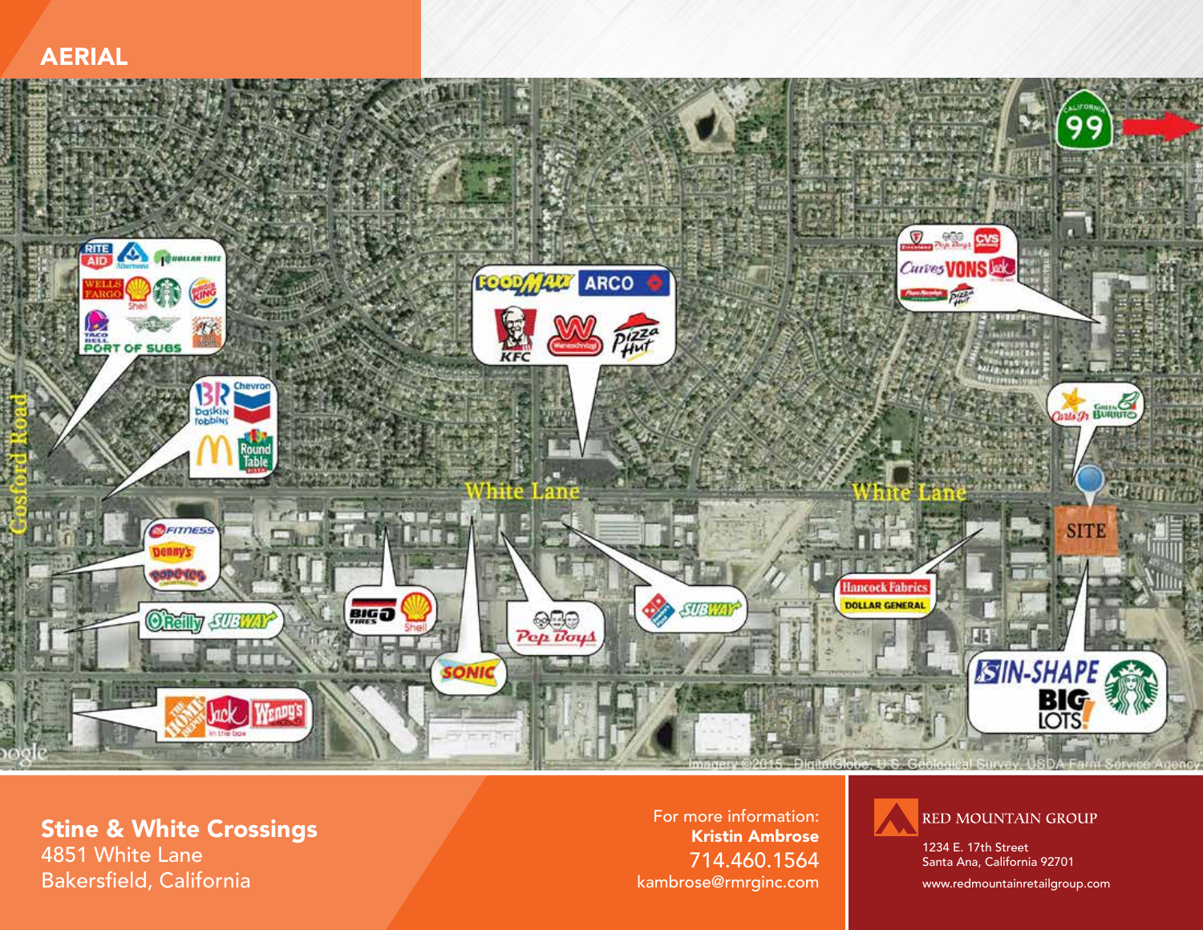# AERIAL

White Lane

White Lane

Gosford Road

SITE

**Stine & White Crossings**
4851 White Lane
Bakersfield, California

For more information:
**Kristin Ambrose**
714.460.1564
kambrose@rmrginc.com

RED MOUNTAIN GROUP
1234 E. 17th Street
Santa Ana, California 92701
www.redmountainretailgroup.com